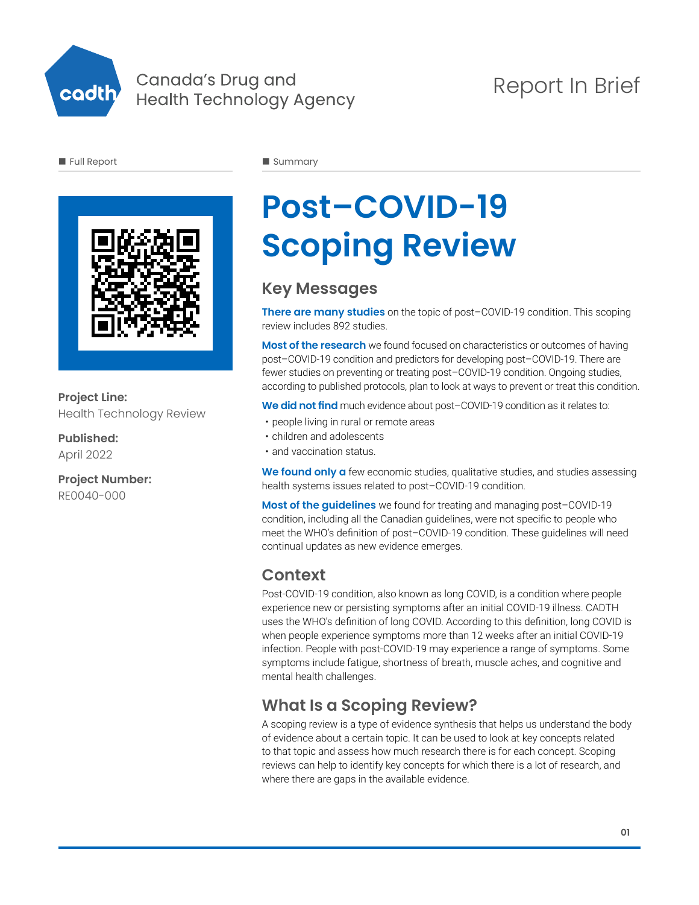Canada's Drug and Health Technology Agency

Report In Brief

Full Report

Summary

# Post–COVID-19 Scoping Review

**Project Line:**
Health Technology Review

**Published:**
April 2022

**Project Number:**
RE0040-000

## Key Messages

**There are many studies** on the topic of post–COVID-19 condition. This scoping review includes 892 studies.

**Most of the research** we found focused on characteristics or outcomes of having post–COVID-19 condition and predictors for developing post–COVID-19. There are fewer studies on preventing or treating post–COVID-19 condition. Ongoing studies, according to published protocols, plan to look at ways to prevent or treat this condition.

**We did not find** much evidence about post–COVID-19 condition as it relates to:

- people living in rural or remote areas
- children and adolescents
- and vaccination status.

**We found only a** few economic studies, qualitative studies, and studies assessing health systems issues related to post–COVID-19 condition.

**Most of the guidelines** we found for treating and managing post–COVID-19 condition, including all the Canadian guidelines, were not specific to people who meet the WHO's definition of post–COVID-19 condition. These guidelines will need continual updates as new evidence emerges.

## Context

Post-COVID-19 condition, also known as long COVID, is a condition where people experience new or persisting symptoms after an initial COVID-19 illness. CADTH uses the WHO's definition of long COVID. According to this definition, long COVID is when people experience symptoms more than 12 weeks after an initial COVID-19 infection. People with post-COVID-19 may experience a range of symptoms. Some symptoms include fatigue, shortness of breath, muscle aches, and cognitive and mental health challenges.

## What Is a Scoping Review?

A scoping review is a type of evidence synthesis that helps us understand the body of evidence about a certain topic. It can be used to look at key concepts related to that topic and assess how much research there is for each concept. Scoping reviews can help to identify key concepts for which there is a lot of research, and where there are gaps in the available evidence.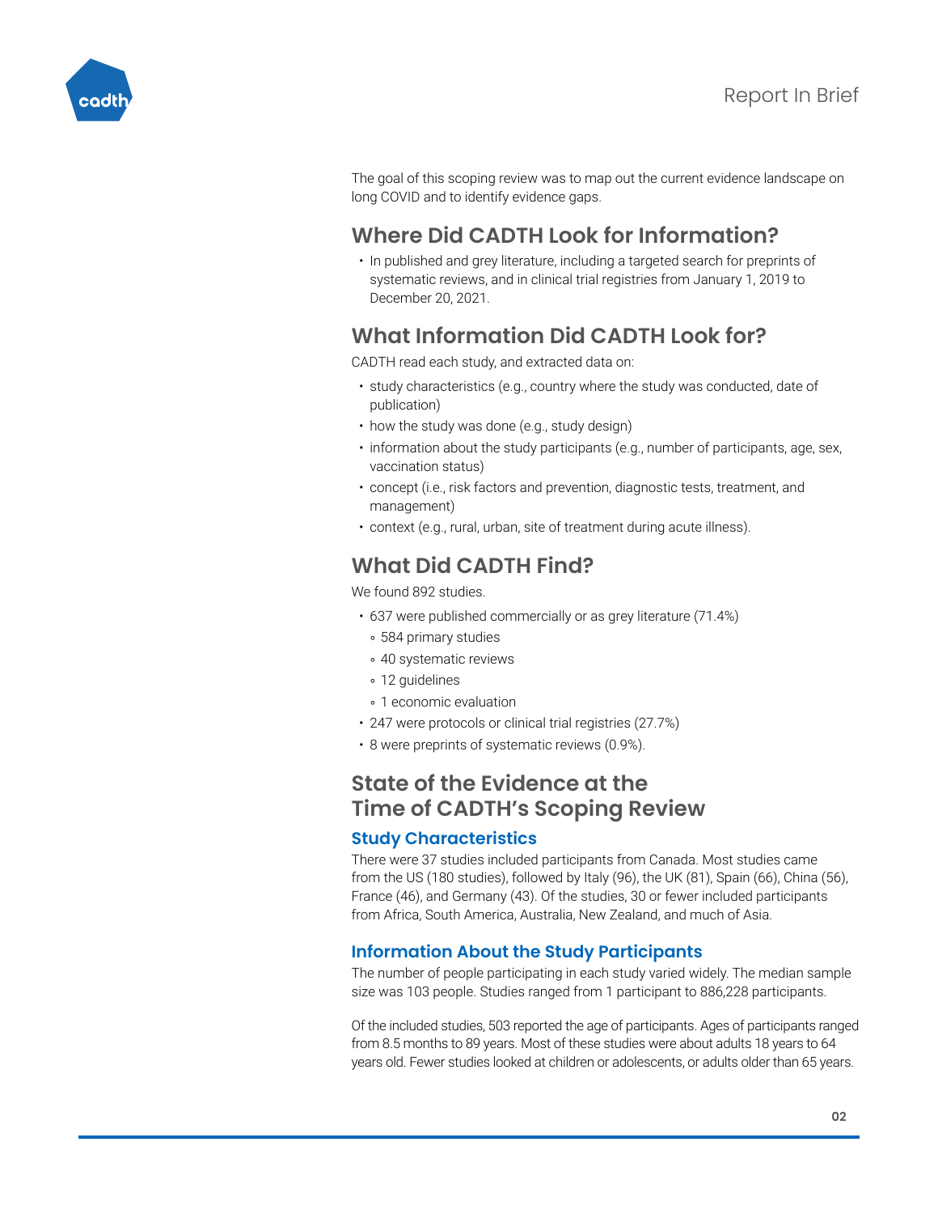The goal of this scoping review was to map out the current evidence landscape on long COVID and to identify evidence gaps.

## Where Did CADTH Look for Information?

- In published and grey literature, including a targeted search for preprints of systematic reviews, and in clinical trial registries from January 1, 2019 to December 20, 2021.

## What Information Did CADTH Look for?

CADTH read each study, and extracted data on:

- study characteristics (e.g., country where the study was conducted, date of publication)
- how the study was done (e.g., study design)
- information about the study participants (e.g., number of participants, age, sex, vaccination status)
- concept (i.e., risk factors and prevention, diagnostic tests, treatment, and management)
- context (e.g., rural, urban, site of treatment during acute illness).

## What Did CADTH Find?

We found 892 studies.

- 637 were published commercially or as grey literature (71.4%)
  - 584 primary studies
  - 40 systematic reviews
  - 12 guidelines
  - 1 economic evaluation
- 247 were protocols or clinical trial registries (27.7%)
- 8 were preprints of systematic reviews (0.9%).

## State of the Evidence at the Time of CADTH's Scoping Review

### Study Characteristics

There were 37 studies included participants from Canada. Most studies came from the US (180 studies), followed by Italy (96), the UK (81), Spain (66), China (56), France (46), and Germany (43). Of the studies, 30 or fewer included participants from Africa, South America, Australia, New Zealand, and much of Asia.

### Information About the Study Participants

The number of people participating in each study varied widely. The median sample size was 103 people. Studies ranged from 1 participant to 886,228 participants.

Of the included studies, 503 reported the age of participants. Ages of participants ranged from 8.5 months to 89 years. Most of these studies were about adults 18 years to 64 years old. Fewer studies looked at children or adolescents, or adults older than 65 years.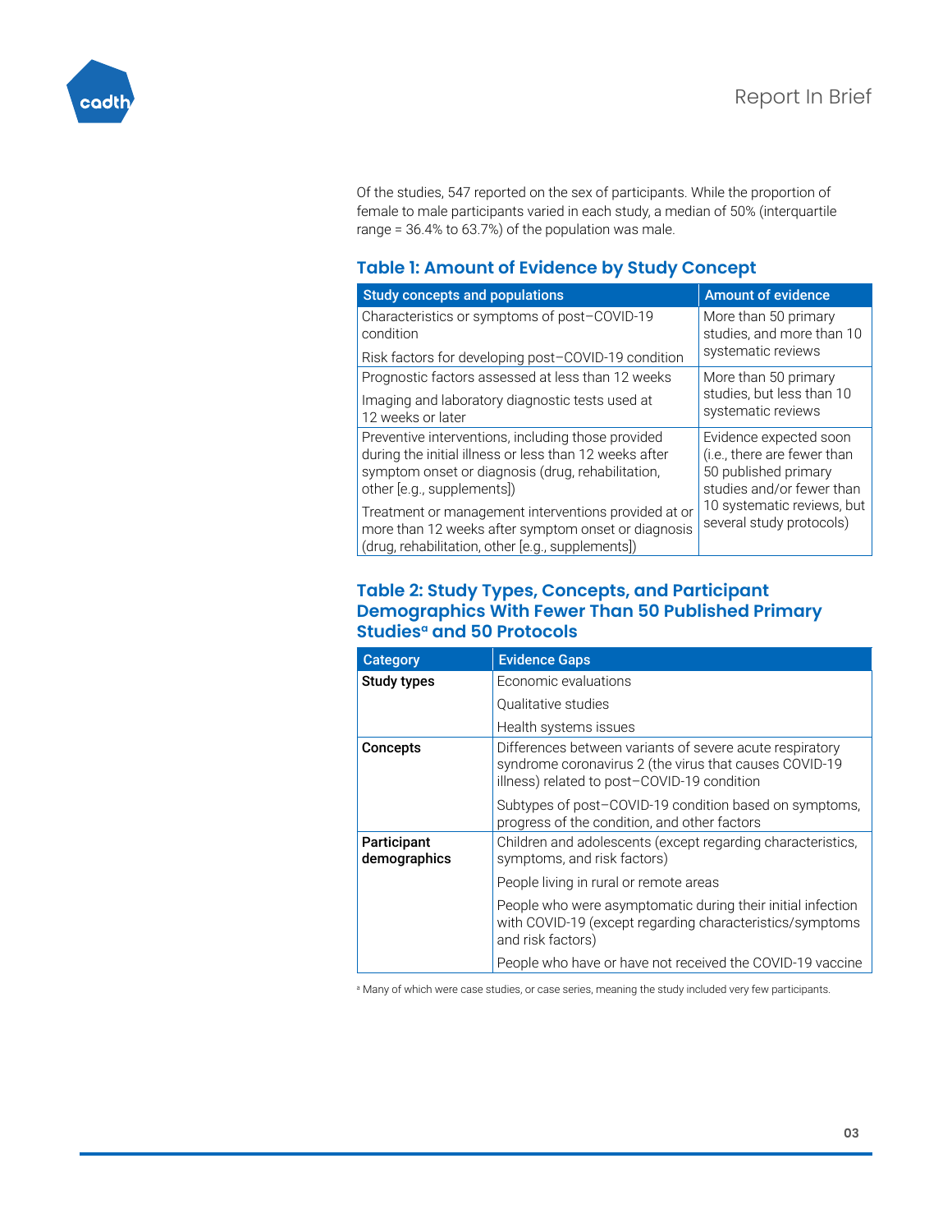Of the studies, 547 reported on the sex of participants. While the proportion of female to male participants varied in each study, a median of 50% (interquartile range = 36.4% to 63.7%) of the population was male.

### Table 1: Amount of Evidence by Study Concept

| Study concepts and populations | Amount of evidence |
|---|---|
| Characteristics or symptoms of post–COVID-19 condition<br>Risk factors for developing post–COVID-19 condition | More than 50 primary studies, and more than 10 systematic reviews |
| Prognostic factors assessed at less than 12 weeks<br>Imaging and laboratory diagnostic tests used at 12 weeks or later | More than 50 primary studies, but less than 10 systematic reviews |
| Preventive interventions, including those provided during the initial illness or less than 12 weeks after symptom onset or diagnosis (drug, rehabilitation, other [e.g., supplements])<br>Treatment or management interventions provided at or more than 12 weeks after symptom onset or diagnosis (drug, rehabilitation, other [e.g., supplements]) | Evidence expected soon (i.e., there are fewer than 50 published primary studies and/or fewer than 10 systematic reviews, but several study protocols) |

### Table 2: Study Types, Concepts, and Participant Demographics With Fewer Than 50 Published Primary Studies[a] and 50 Protocols

| Category | Evidence Gaps |
|---|---|
| **Study types** | Economic evaluations |
| | Qualitative studies |
| | Health systems issues |
| **Concepts** | Differences between variants of severe acute respiratory syndrome coronavirus 2 (the virus that causes COVID-19 illness) related to post–COVID-19 condition |
| | Subtypes of post–COVID-19 condition based on symptoms, progress of the condition, and other factors |
| **Participant demographics** | Children and adolescents (except regarding characteristics, symptoms, and risk factors) |
| | People living in rural or remote areas |
| | People who were asymptomatic during their initial infection with COVID-19 (except regarding characteristics/symptoms and risk factors) |
| | People who have or have not received the COVID-19 vaccine |

[a] Many of which were case studies, or case series, meaning the study included very few participants.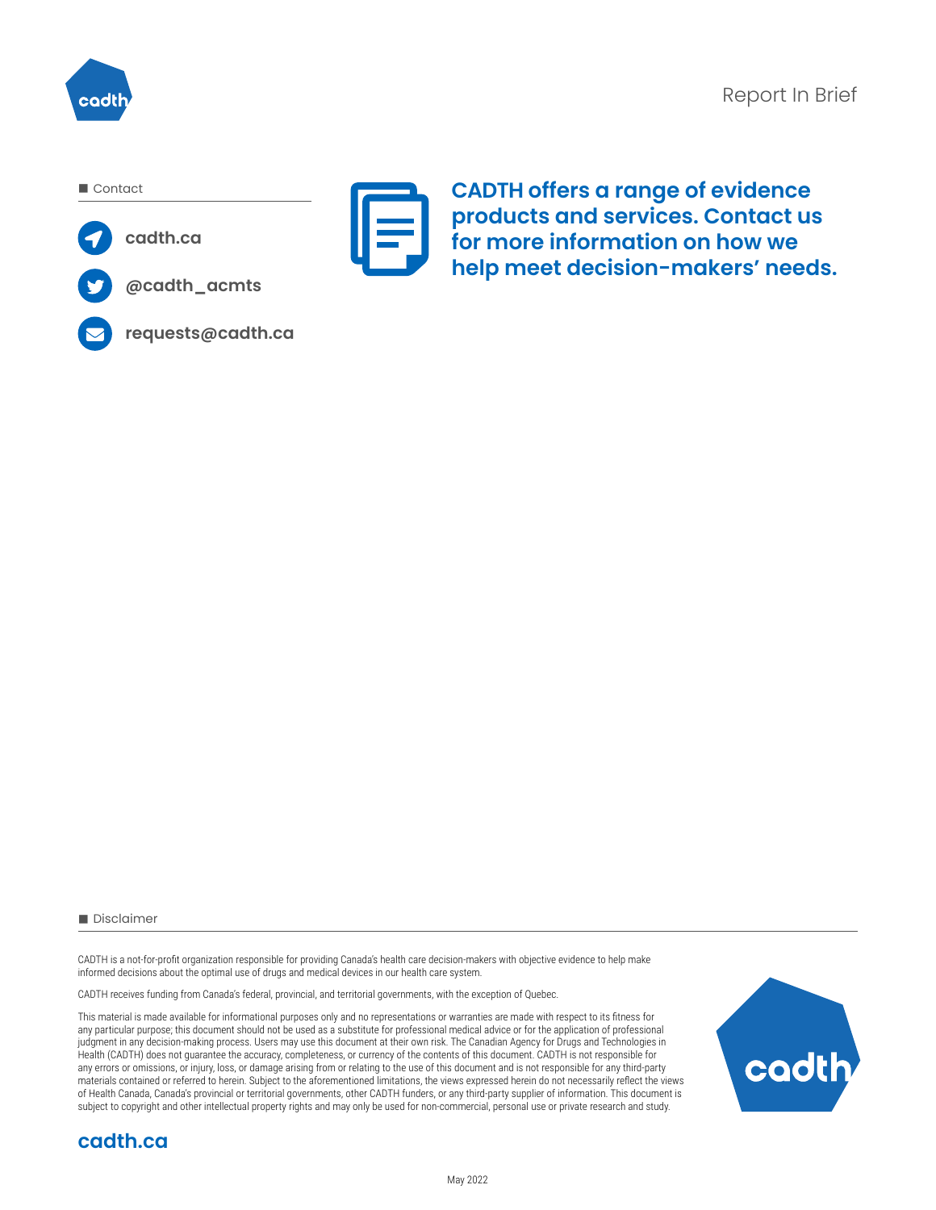Contact

cadth.ca

@cadth_acmts

requests@cadth.ca

**CADTH offers a range of evidence products and services. Contact us for more information on how we help meet decision-makers' needs.**

Disclaimer

CADTH is a not-for-profit organization responsible for providing Canada's health care decision-makers with objective evidence to help make informed decisions about the optimal use of drugs and medical devices in our health care system.

CADTH receives funding from Canada's federal, provincial, and territorial governments, with the exception of Quebec.

This material is made available for informational purposes only and no representations or warranties are made with respect to its fitness for any particular purpose; this document should not be used as a substitute for professional medical advice or for the application of professional judgment in any decision-making process. Users may use this document at their own risk. The Canadian Agency for Drugs and Technologies in Health (CADTH) does not guarantee the accuracy, completeness, or currency of the contents of this document. CADTH is not responsible for any errors or omissions, or injury, loss, or damage arising from or relating to the use of this document and is not responsible for any third-party materials contained or referred to herein. Subject to the aforementioned limitations, the views expressed herein do not necessarily reflect the views of Health Canada, Canada's provincial or territorial governments, other CADTH funders, or any third-party supplier of information. This document is subject to copyright and other intellectual property rights and may only be used for non-commercial, personal use or private research and study.

**cadth.ca**

May 2022